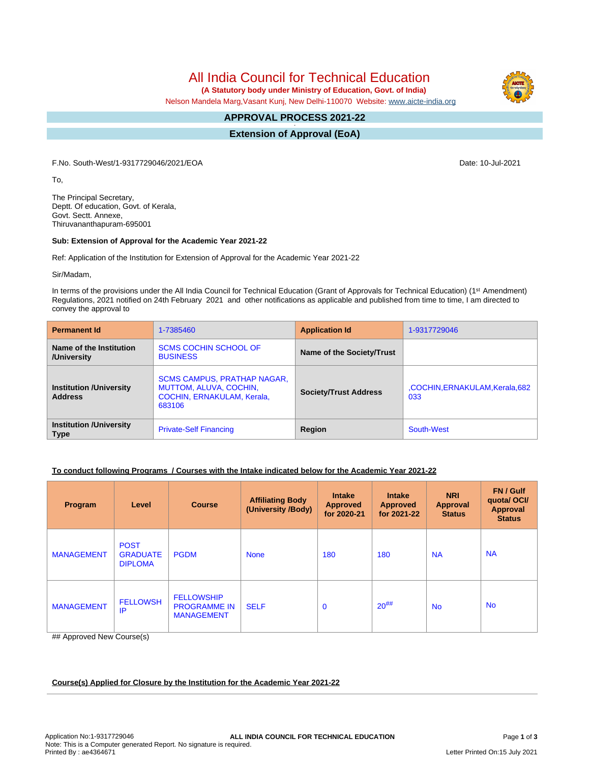# All India Council for Technical Education

**(A Statutory body under Ministry of Education, Govt. of India)**

Nelson Mandela Marg,Vasant Kunj, New Delhi-110070 Website: www.aicte-india.org

## APPROVAL PROCESS 2021-22

## Extension of Approval (EoA)

F.No. South-West/1-9317729046/2021/EOA

Date: 10-Jul-2021

To,

The Principal Secretary,
Deptt. Of education, Govt. of Kerala,
Govt. Sectt. Annexe,
Thiruvananthapuram-695001

**Sub: Extension of Approval for the Academic Year 2021-22**

Ref: Application of the Institution for Extension of Approval for the Academic Year 2021-22

Sir/Madam,

In terms of the provisions under the All India Council for Technical Education (Grant of Approvals for Technical Education) (1st Amendment) Regulations, 2021 notified on 24th February 2021 and other notifications as applicable and published from time to time, I am directed to convey the approval to

| **Permanent Id** | 1-7385460 | **Application Id** | 1-9317729046 |
|---|---|---|---|
| **Name of the Institution /University** | SCMS COCHIN SCHOOL OF BUSINESS | **Name of the Society/Trust** | |
| **Institution /University Address** | SCMS CAMPUS, PRATHAP NAGAR, MUTTOM, ALUVA, COCHIN, COCHIN, ERNAKULAM, Kerala, 683106 | **Society/Trust Address** | ,COCHIN,ERNAKULAM,Kerala,682 033 |
| **Institution /University Type** | Private-Self Financing | **Region** | South-West |

**To conduct following Programs / Courses with the Intake indicated below for the Academic Year 2021-22**

| Program | Level | Course | Affiliating Body (University /Body) | Intake Approved for 2020-21 | Intake Approved for 2021-22 | NRI Approval Status | FN / Gulf quota/ OCI/ Approval Status |
|---|---|---|---|---|---|---|---|
| MANAGEMENT | POST GRADUATE DIPLOMA | PGDM | None | 180 | 180 | NA | NA |
| MANAGEMENT | FELLOWSHIP | FELLOWSHIP PROGRAMME IN MANAGEMENT | SELF | 0 | 20## | No | No |

## Approved New Course(s)

**Course(s) Applied for Closure by the Institution for the Academic Year 2021-22**

Application No:1-9317729046
Note: This is a Computer generated Report. No signature is required.
Printed By : ae4364671

Letter Printed On:15 July 2021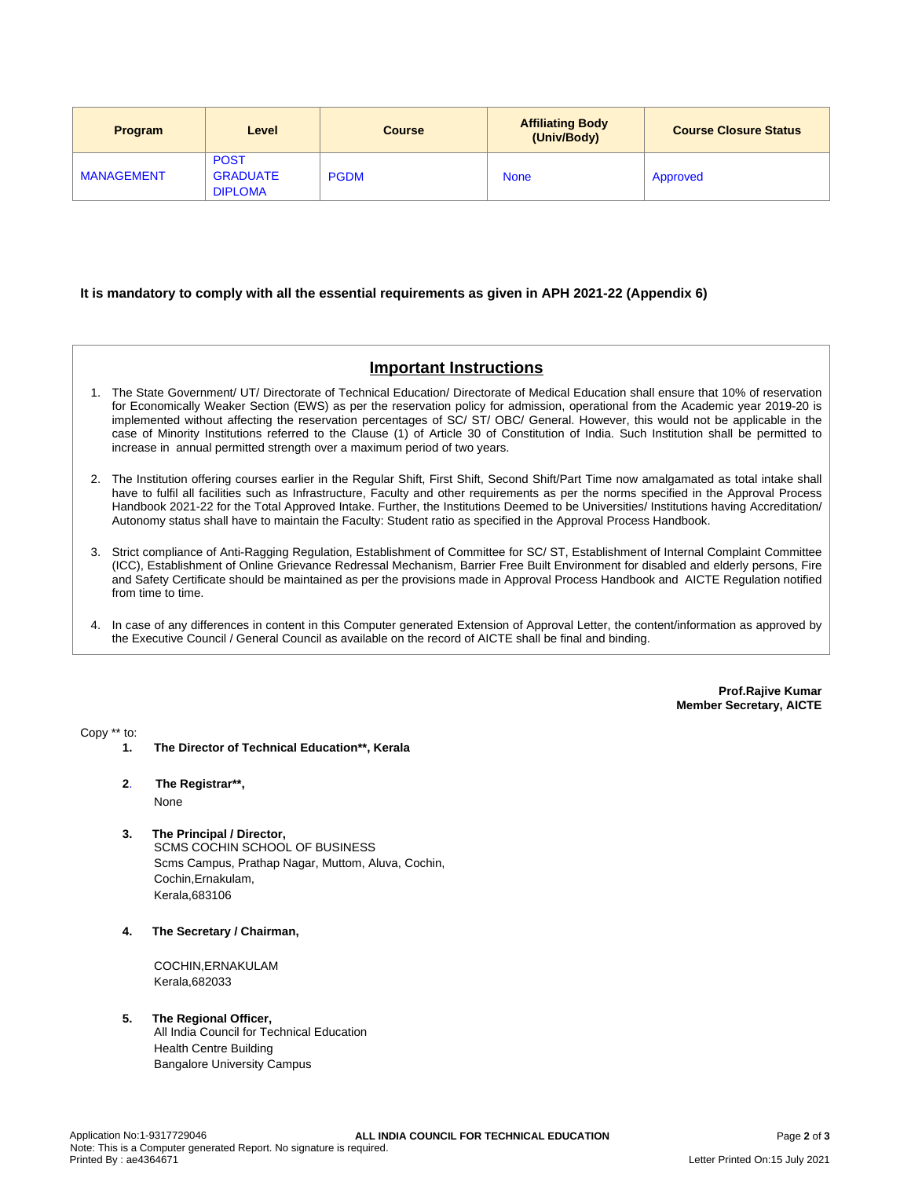| Program | Level | Course | Affiliating Body (Univ/Body) | Course Closure Status |
|---|---|---|---|---|
| MANAGEMENT | POST GRADUATE DIPLOMA | PGDM | None | Approved |

**It is mandatory to comply with all the essential requirements as given in APH 2021-22 (Appendix 6)**

## Important Instructions

1. The State Government/ UT/ Directorate of Technical Education/ Directorate of Medical Education shall ensure that 10% of reservation for Economically Weaker Section (EWS) as per the reservation policy for admission, operational from the Academic year 2019-20 is implemented without affecting the reservation percentages of SC/ ST/ OBC/ General. However, this would not be applicable in the case of Minority Institutions referred to the Clause (1) of Article 30 of Constitution of India. Such Institution shall be permitted to increase in annual permitted strength over a maximum period of two years.

2. The Institution offering courses earlier in the Regular Shift, First Shift, Second Shift/Part Time now amalgamated as total intake shall have to fulfil all facilities such as Infrastructure, Faculty and other requirements as per the norms specified in the Approval Process Handbook 2021-22 for the Total Approved Intake. Further, the Institutions Deemed to be Universities/ Institutions having Accreditation/ Autonomy status shall have to maintain the Faculty: Student ratio as specified in the Approval Process Handbook.

3. Strict compliance of Anti-Ragging Regulation, Establishment of Committee for SC/ ST, Establishment of Internal Complaint Committee (ICC), Establishment of Online Grievance Redressal Mechanism, Barrier Free Built Environment for disabled and elderly persons, Fire and Safety Certificate should be maintained as per the provisions made in Approval Process Handbook and AICTE Regulation notified from time to time.

4. In case of any differences in content in this Computer generated Extension of Approval Letter, the content/information as approved by the Executive Council / General Council as available on the record of AICTE shall be final and binding.

**Prof.Rajive Kumar**
**Member Secretary, AICTE**

Copy ** to:

1. **The Director of Technical Education**, Kerala**

2. **The Registrar**,**
None

3. **The Principal / Director,**
SCMS COCHIN SCHOOL OF BUSINESS
Scms Campus, Prathap Nagar, Muttom, Aluva, Cochin,
Cochin,Ernakulam,
Kerala,683106

4. **The Secretary / Chairman,**

COCHIN,ERNAKULAM
Kerala,682033

5. **The Regional Officer,**
All India Council for Technical Education
Health Centre Building
Bangalore University Campus

Application No:1-9317729046
Note: This is a Computer generated Report. No signature is required.
Printed By : ae4364671
Letter Printed On:15 July 2021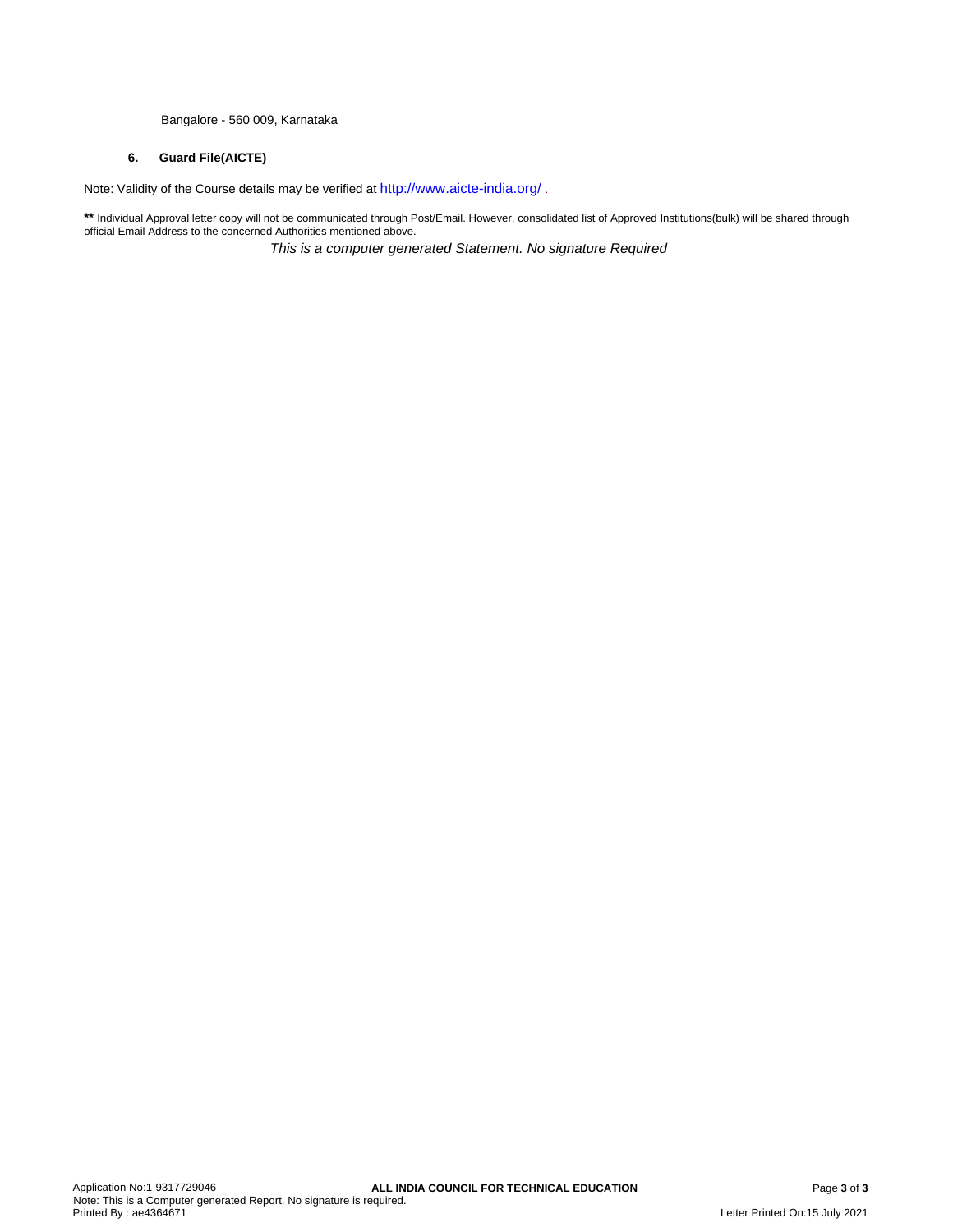Bangalore - 560 009, Karnataka

6. **Guard File(AICTE)**

Note: Validity of the Course details may be verified at http://www.aicte-india.org/ .

---

** Individual Approval letter copy will not be communicated through Post/Email. However, consolidated list of Approved Institutions(bulk) will be shared through official Email Address to the concerned Authorities mentioned above.

*This is a computer generated Statement. No signature Required*